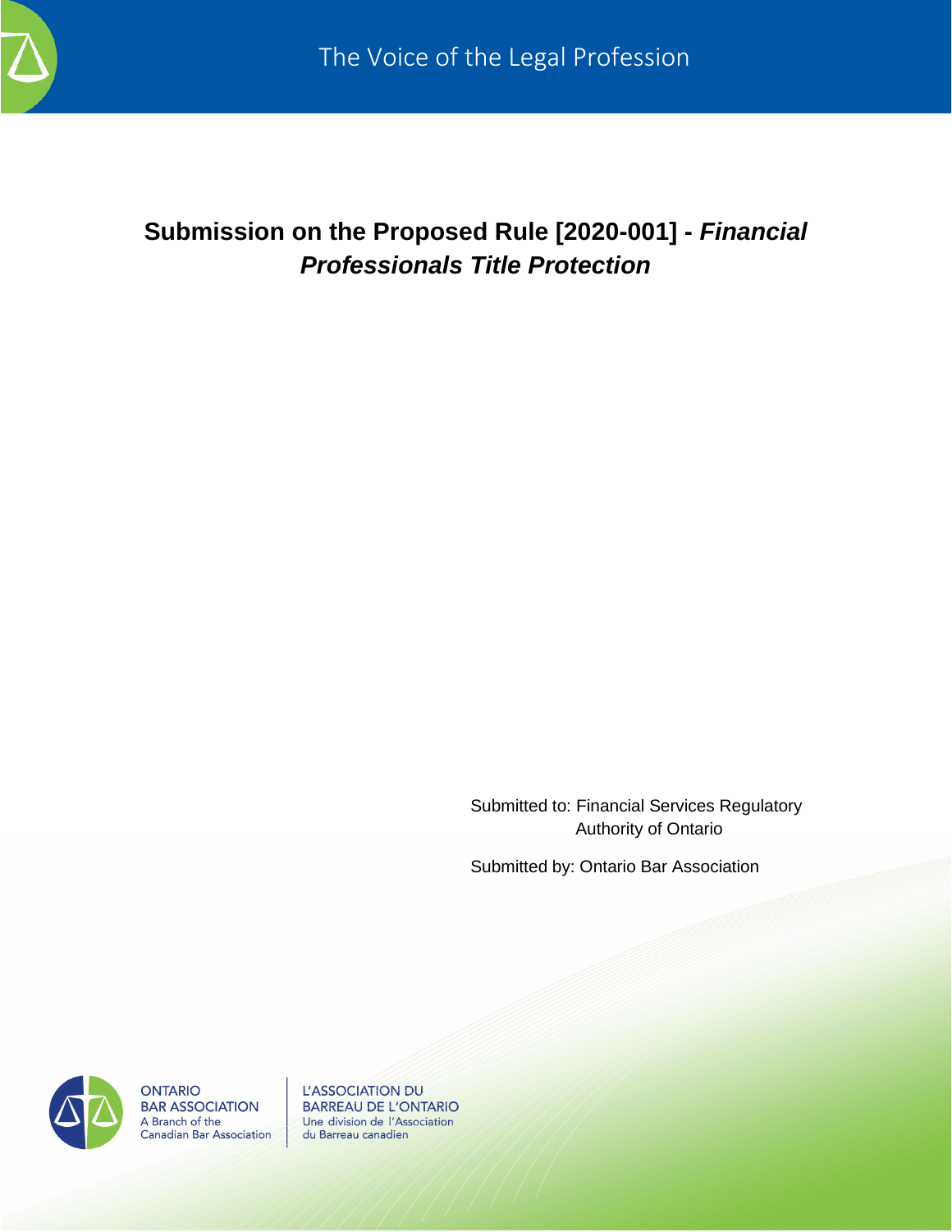The Voice of the Legal Profession

# Submission on the Proposed Rule [2020-001] - *Financial Professionals Title Protection*

Submitted to: Financial Services Regulatory Authority of Ontario

Submitted by: Ontario Bar Association

ONTARIO BAR ASSOCIATION
A Branch of the Canadian Bar Association

L'ASSOCIATION DU BARREAU DE L'ONTARIO
Une division de l'Association du Barreau canadien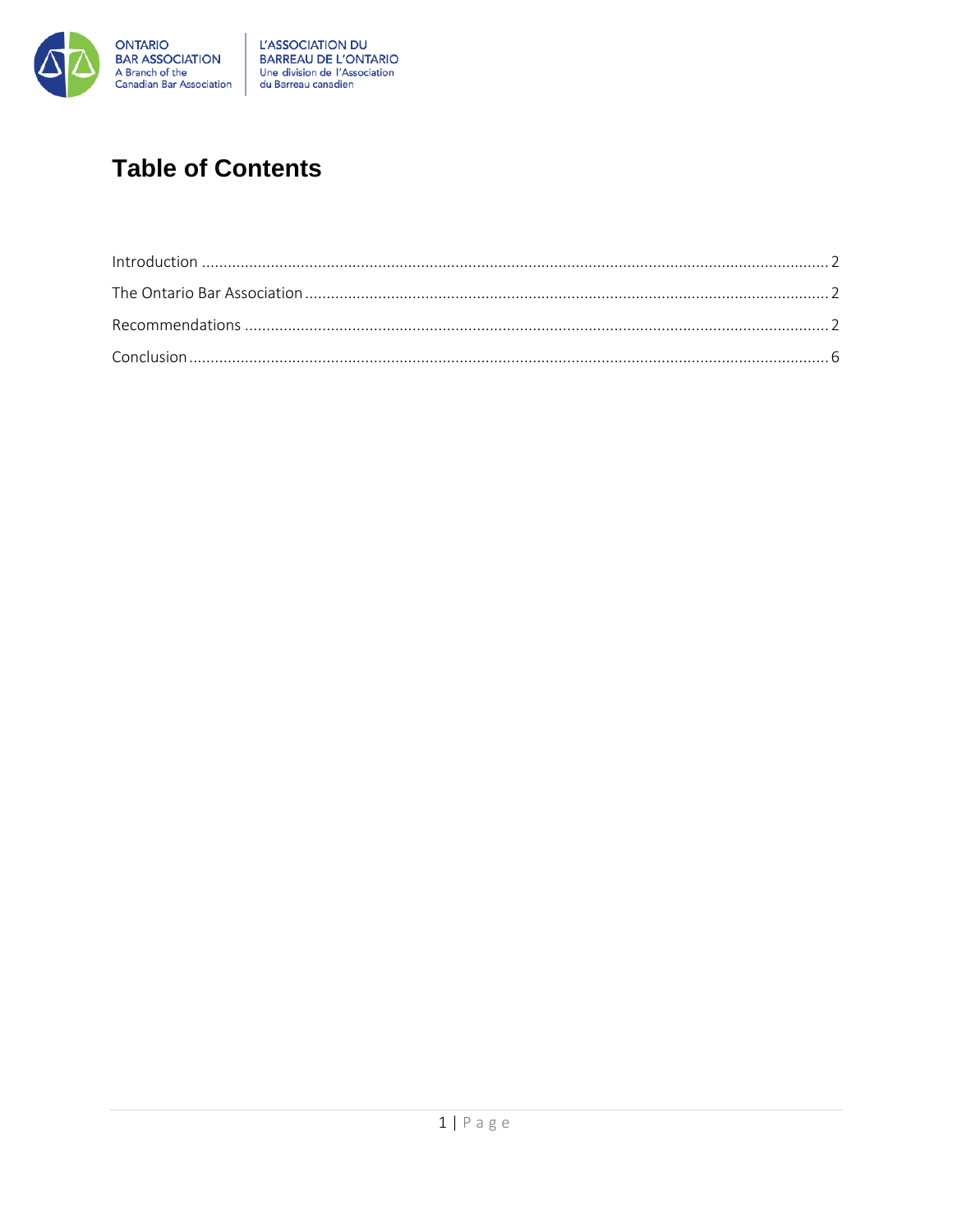# Table of Contents

Introduction ........................................................................................................ 2

The Ontario Bar Association ................................................................................ 2

Recommendations ............................................................................................... 2

Conclusion ........................................................................................................... 6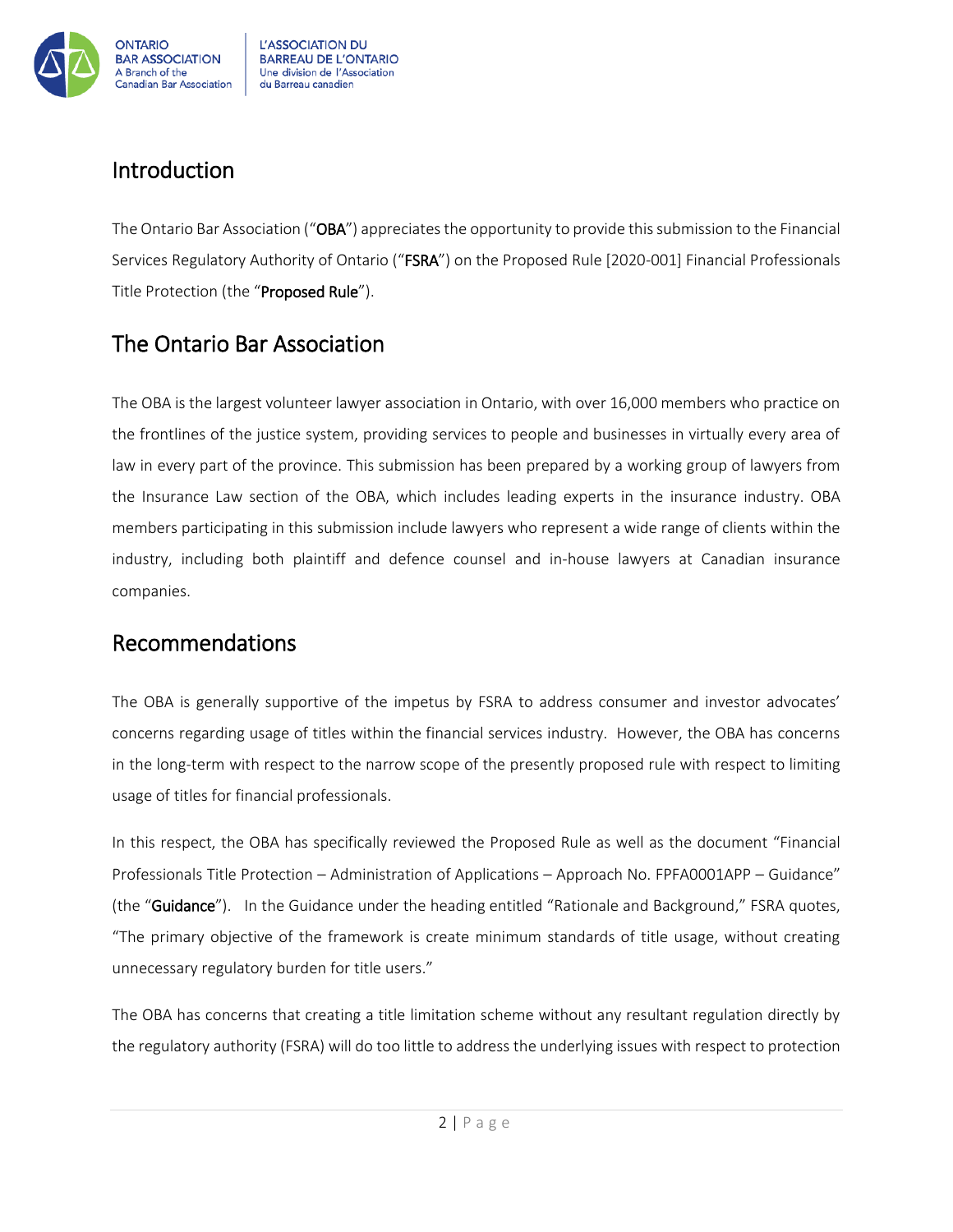## Introduction

The Ontario Bar Association ("**OBA**") appreciates the opportunity to provide this submission to the Financial Services Regulatory Authority of Ontario ("**FSRA**") on the Proposed Rule [2020-001] Financial Professionals Title Protection (the "**Proposed Rule**").

## The Ontario Bar Association

The OBA is the largest volunteer lawyer association in Ontario, with over 16,000 members who practice on the frontlines of the justice system, providing services to people and businesses in virtually every area of law in every part of the province. This submission has been prepared by a working group of lawyers from the Insurance Law section of the OBA, which includes leading experts in the insurance industry. OBA members participating in this submission include lawyers who represent a wide range of clients within the industry, including both plaintiff and defence counsel and in-house lawyers at Canadian insurance companies.

## Recommendations

The OBA is generally supportive of the impetus by FSRA to address consumer and investor advocates' concerns regarding usage of titles within the financial services industry. However, the OBA has concerns in the long-term with respect to the narrow scope of the presently proposed rule with respect to limiting usage of titles for financial professionals.

In this respect, the OBA has specifically reviewed the Proposed Rule as well as the document "Financial Professionals Title Protection – Administration of Applications – Approach No. FPFA0001APP – Guidance" (the "**Guidance**"). In the Guidance under the heading entitled "Rationale and Background," FSRA quotes, "The primary objective of the framework is create minimum standards of title usage, without creating unnecessary regulatory burden for title users."

The OBA has concerns that creating a title limitation scheme without any resultant regulation directly by the regulatory authority (FSRA) will do too little to address the underlying issues with respect to protection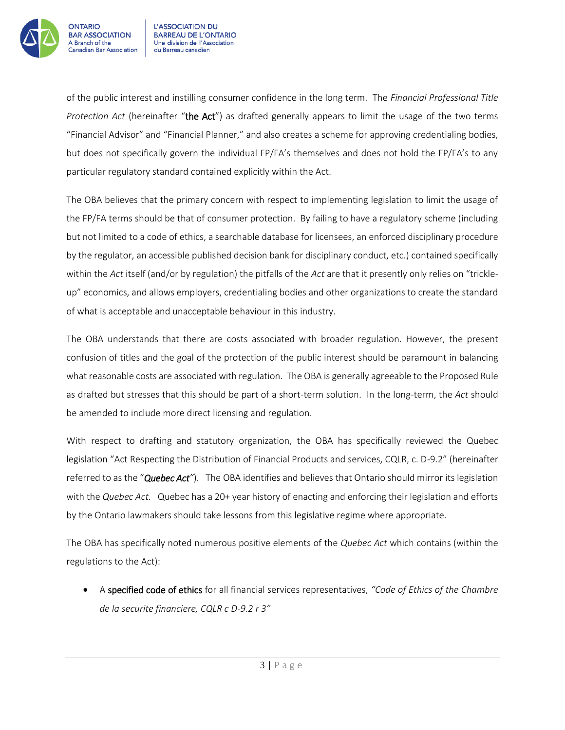of the public interest and instilling consumer confidence in the long term. The *Financial Professional Title Protection Act* (hereinafter "**the Act**") as drafted generally appears to limit the usage of the two terms "Financial Advisor" and "Financial Planner," and also creates a scheme for approving credentialing bodies, but does not specifically govern the individual FP/FA's themselves and does not hold the FP/FA's to any particular regulatory standard contained explicitly within the Act.

The OBA believes that the primary concern with respect to implementing legislation to limit the usage of the FP/FA terms should be that of consumer protection. By failing to have a regulatory scheme (including but not limited to a code of ethics, a searchable database for licensees, an enforced disciplinary procedure by the regulator, an accessible published decision bank for disciplinary conduct, etc.) contained specifically within the *Act* itself (and/or by regulation) the pitfalls of the *Act* are that it presently only relies on "trickle-up" economics, and allows employers, credentialing bodies and other organizations to create the standard of what is acceptable and unacceptable behaviour in this industry.

The OBA understands that there are costs associated with broader regulation. However, the present confusion of titles and the goal of the protection of the public interest should be paramount in balancing what reasonable costs are associated with regulation. The OBA is generally agreeable to the Proposed Rule as drafted but stresses that this should be part of a short-term solution. In the long-term, the *Act* should be amended to include more direct licensing and regulation.

With respect to drafting and statutory organization, the OBA has specifically reviewed the Quebec legislation "Act Respecting the Distribution of Financial Products and services, CQLR, c. D-9.2" (hereinafter referred to as the "***Quebec Act***"). The OBA identifies and believes that Ontario should mirror its legislation with the *Quebec Act.* Quebec has a 20+ year history of enacting and enforcing their legislation and efforts by the Ontario lawmakers should take lessons from this legislative regime where appropriate.

The OBA has specifically noted numerous positive elements of the *Quebec Act* which contains (within the regulations to the Act):

- A **specified code of ethics** for all financial services representatives, *"Code of Ethics of the Chambre de la securite financiere, CQLR c D-9.2 r 3"*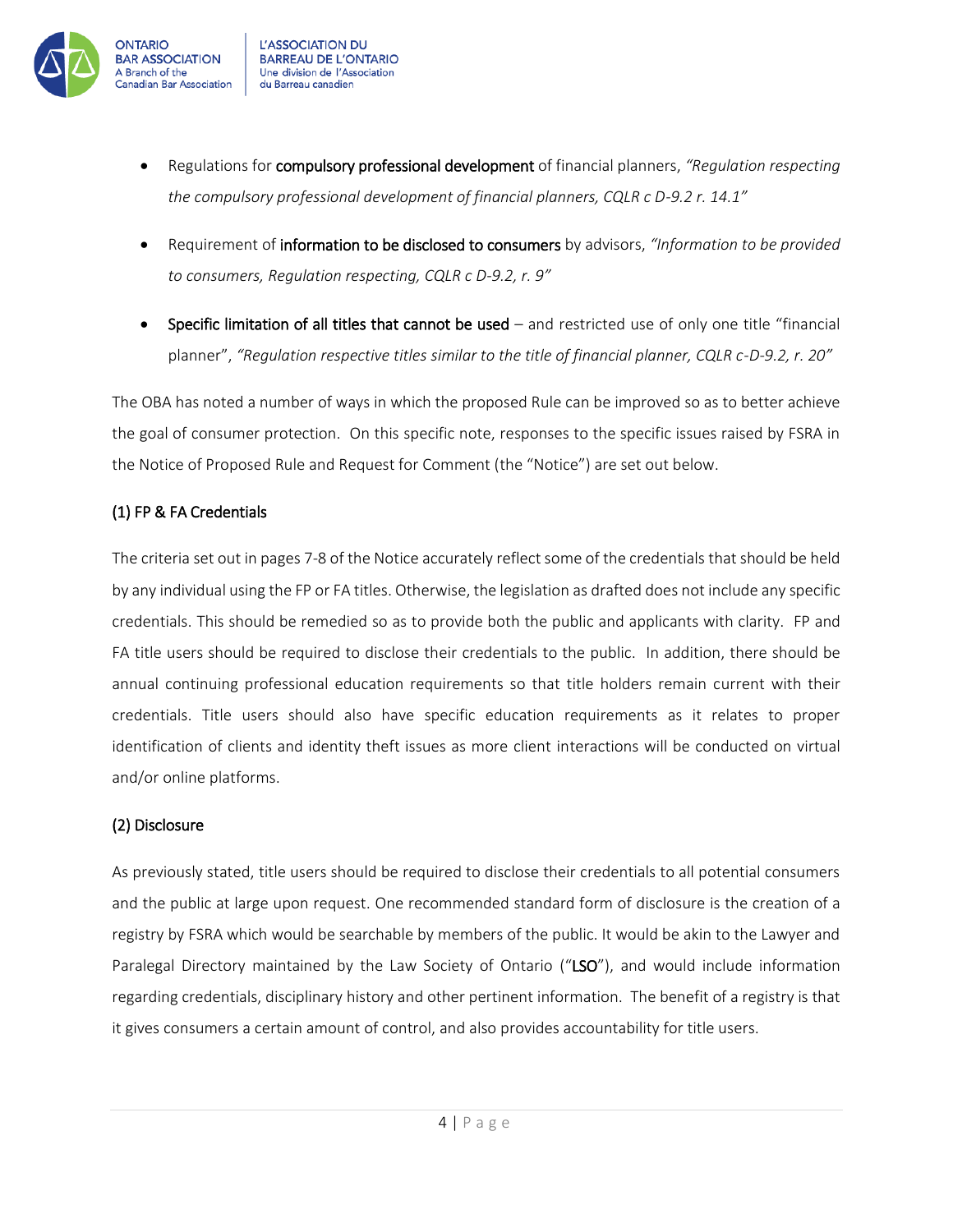- Regulations for **compulsory professional development** of financial planners, *"Regulation respecting the compulsory professional development of financial planners, CQLR c D-9.2 r. 14.1"*
- Requirement of **information to be disclosed to consumers** by advisors, *"Information to be provided to consumers, Regulation respecting, CQLR c D-9.2, r. 9"*
- **Specific limitation of all titles that cannot be used** – and restricted use of only one title "financial planner", *"Regulation respective titles similar to the title of financial planner, CQLR c-D-9.2, r. 20"*

The OBA has noted a number of ways in which the proposed Rule can be improved so as to better achieve the goal of consumer protection. On this specific note, responses to the specific issues raised by FSRA in the Notice of Proposed Rule and Request for Comment (the "Notice") are set out below.

### (1) FP & FA Credentials

The criteria set out in pages 7-8 of the Notice accurately reflect some of the credentials that should be held by any individual using the FP or FA titles. Otherwise, the legislation as drafted does not include any specific credentials. This should be remedied so as to provide both the public and applicants with clarity. FP and FA title users should be required to disclose their credentials to the public. In addition, there should be annual continuing professional education requirements so that title holders remain current with their credentials. Title users should also have specific education requirements as it relates to proper identification of clients and identity theft issues as more client interactions will be conducted on virtual and/or online platforms.

### (2) Disclosure

As previously stated, title users should be required to disclose their credentials to all potential consumers and the public at large upon request. One recommended standard form of disclosure is the creation of a registry by FSRA which would be searchable by members of the public. It would be akin to the Lawyer and Paralegal Directory maintained by the Law Society of Ontario ("**LSO**"), and would include information regarding credentials, disciplinary history and other pertinent information. The benefit of a registry is that it gives consumers a certain amount of control, and also provides accountability for title users.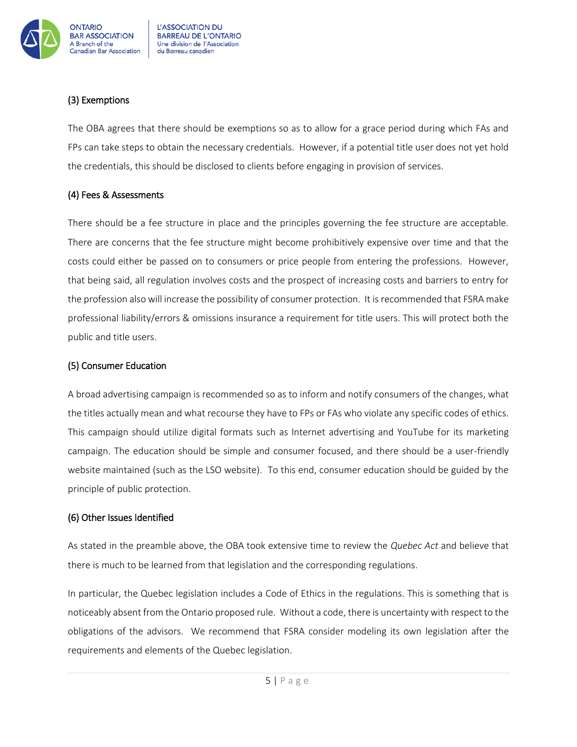### (3) Exemptions

The OBA agrees that there should be exemptions so as to allow for a grace period during which FAs and FPs can take steps to obtain the necessary credentials. However, if a potential title user does not yet hold the credentials, this should be disclosed to clients before engaging in provision of services.

### (4) Fees & Assessments

There should be a fee structure in place and the principles governing the fee structure are acceptable. There are concerns that the fee structure might become prohibitively expensive over time and that the costs could either be passed on to consumers or price people from entering the professions. However, that being said, all regulation involves costs and the prospect of increasing costs and barriers to entry for the profession also will increase the possibility of consumer protection. It is recommended that FSRA make professional liability/errors & omissions insurance a requirement for title users. This will protect both the public and title users.

### (5) Consumer Education

A broad advertising campaign is recommended so as to inform and notify consumers of the changes, what the titles actually mean and what recourse they have to FPs or FAs who violate any specific codes of ethics. This campaign should utilize digital formats such as Internet advertising and YouTube for its marketing campaign. The education should be simple and consumer focused, and there should be a user-friendly website maintained (such as the LSO website). To this end, consumer education should be guided by the principle of public protection.

### (6) Other Issues Identified

As stated in the preamble above, the OBA took extensive time to review the *Quebec Act* and believe that there is much to be learned from that legislation and the corresponding regulations.

In particular, the Quebec legislation includes a Code of Ethics in the regulations. This is something that is noticeably absent from the Ontario proposed rule. Without a code, there is uncertainty with respect to the obligations of the advisors. We recommend that FSRA consider modeling its own legislation after the requirements and elements of the Quebec legislation.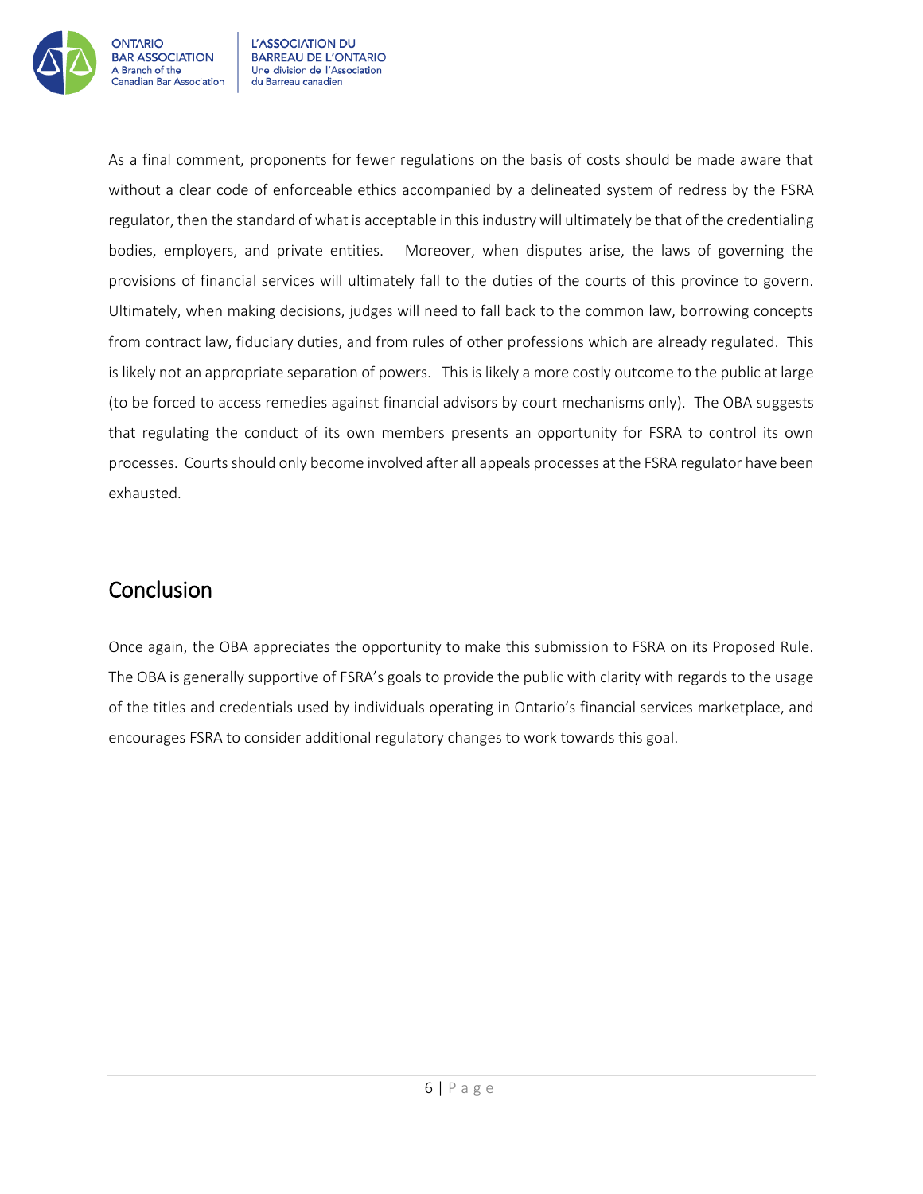As a final comment, proponents for fewer regulations on the basis of costs should be made aware that without a clear code of enforceable ethics accompanied by a delineated system of redress by the FSRA regulator, then the standard of what is acceptable in this industry will ultimately be that of the credentialing bodies, employers, and private entities. Moreover, when disputes arise, the laws of governing the provisions of financial services will ultimately fall to the duties of the courts of this province to govern. Ultimately, when making decisions, judges will need to fall back to the common law, borrowing concepts from contract law, fiduciary duties, and from rules of other professions which are already regulated. This is likely not an appropriate separation of powers. This is likely a more costly outcome to the public at large (to be forced to access remedies against financial advisors by court mechanisms only). The OBA suggests that regulating the conduct of its own members presents an opportunity for FSRA to control its own processes. Courts should only become involved after all appeals processes at the FSRA regulator have been exhausted.

## Conclusion

Once again, the OBA appreciates the opportunity to make this submission to FSRA on its Proposed Rule. The OBA is generally supportive of FSRA's goals to provide the public with clarity with regards to the usage of the titles and credentials used by individuals operating in Ontario's financial services marketplace, and encourages FSRA to consider additional regulatory changes to work towards this goal.